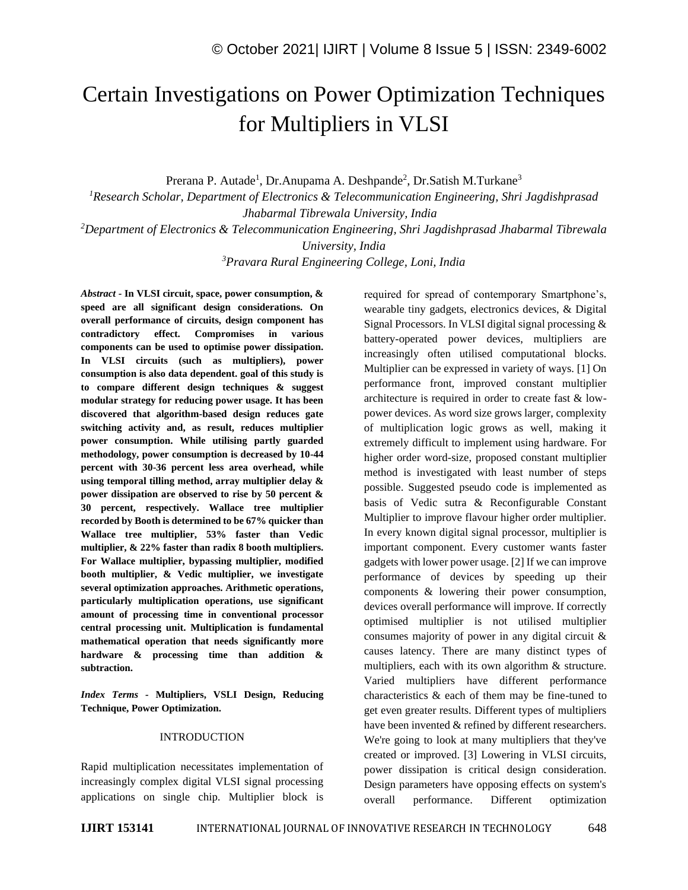# Certain Investigations on Power Optimization Techniques for Multipliers in VLSI

Prerana P. Autade[1], Dr.Anupama A. Deshpande[2], Dr.Satish M.Turkane[3]

[1]*Research Scholar, Department of Electronics & Telecommunication Engineering, Shri Jagdishprasad Jhabarmal Tibrewala University, India*

[2]*Department of Electronics & Telecommunication Engineering, Shri Jagdishprasad Jhabarmal Tibrewala University, India*

[3]*Pravara Rural Engineering College, Loni, India*

***Abstract* - In VLSI circuit, space, power consumption, & speed are all significant design considerations. On overall performance of circuits, design component has contradictory effect. Compromises in various components can be used to optimise power dissipation. In VLSI circuits (such as multipliers), power consumption is also data dependent. goal of this study is to compare different design techniques & suggest modular strategy for reducing power usage. It has been discovered that algorithm-based design reduces gate switching activity and, as result, reduces multiplier power consumption. While utilising partly guarded methodology, power consumption is decreased by 10-44 percent with 30-36 percent less area overhead, while using temporal tilling method, array multiplier delay & power dissipation are observed to rise by 50 percent & 30 percent, respectively. Wallace tree multiplier recorded by Booth is determined to be 67% quicker than Wallace tree multiplier, 53% faster than Vedic multiplier, & 22% faster than radix 8 booth multipliers. For Wallace multiplier, bypassing multiplier, modified booth multiplier, & Vedic multiplier, we investigate several optimization approaches. Arithmetic operations, particularly multiplication operations, use significant amount of processing time in conventional processor central processing unit. Multiplication is fundamental mathematical operation that needs significantly more hardware & processing time than addition & subtraction.**

***Index Terms* - Multipliers, VSLI Design, Reducing Technique, Power Optimization.**

## INTRODUCTION

Rapid multiplication necessitates implementation of increasingly complex digital VLSI signal processing applications on single chip. Multiplier block is required for spread of contemporary Smartphone's, wearable tiny gadgets, electronics devices, & Digital Signal Processors. In VLSI digital signal processing & battery-operated power devices, multipliers are increasingly often utilised computational blocks. Multiplier can be expressed in variety of ways. [1] On performance front, improved constant multiplier architecture is required in order to create fast & low-power devices. As word size grows larger, complexity of multiplication logic grows as well, making it extremely difficult to implement using hardware. For higher order word-size, proposed constant multiplier method is investigated with least number of steps possible. Suggested pseudo code is implemented as basis of Vedic sutra & Reconfigurable Constant Multiplier to improve flavour higher order multiplier. In every known digital signal processor, multiplier is important component. Every customer wants faster gadgets with lower power usage. [2] If we can improve performance of devices by speeding up their components & lowering their power consumption, devices overall performance will improve. If correctly optimised multiplier is not utilised multiplier consumes majority of power in any digital circuit & causes latency. There are many distinct types of multipliers, each with its own algorithm & structure. Varied multipliers have different performance characteristics & each of them may be fine-tuned to get even greater results. Different types of multipliers have been invented & refined by different researchers. We're going to look at many multipliers that they've created or improved. [3] Lowering in VLSI circuits, power dissipation is critical design consideration. Design parameters have opposing effects on system's overall performance. Different optimization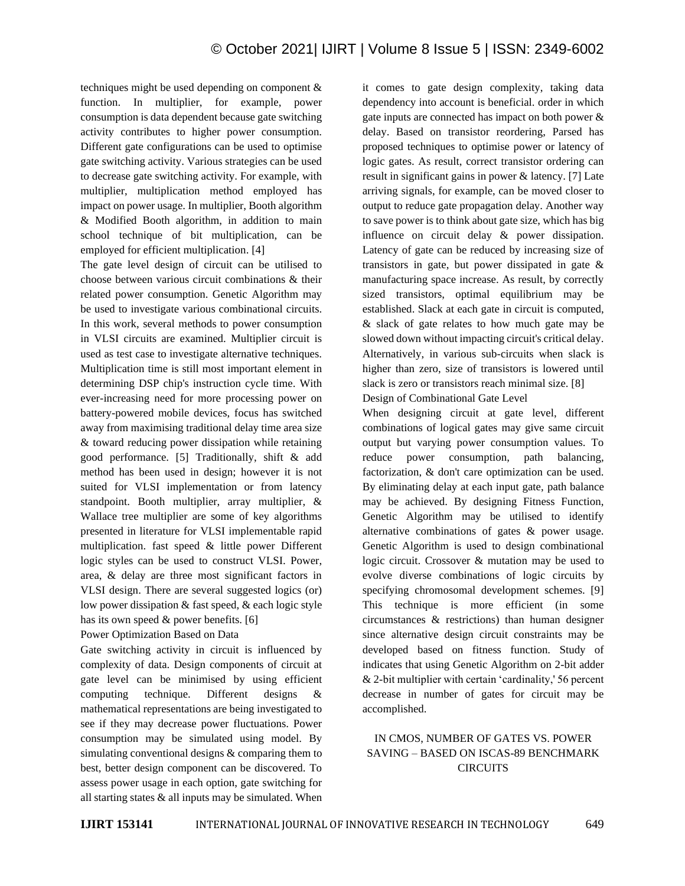techniques might be used depending on component & function. In multiplier, for example, power consumption is data dependent because gate switching activity contributes to higher power consumption. Different gate configurations can be used to optimise gate switching activity. Various strategies can be used to decrease gate switching activity. For example, with multiplier, multiplication method employed has impact on power usage. In multiplier, Booth algorithm & Modified Booth algorithm, in addition to main school technique of bit multiplication, can be employed for efficient multiplication. [4]

The gate level design of circuit can be utilised to choose between various circuit combinations & their related power consumption. Genetic Algorithm may be used to investigate various combinational circuits. In this work, several methods to power consumption in VLSI circuits are examined. Multiplier circuit is used as test case to investigate alternative techniques. Multiplication time is still most important element in determining DSP chip's instruction cycle time. With ever-increasing need for more processing power on battery-powered mobile devices, focus has switched away from maximising traditional delay time area size & toward reducing power dissipation while retaining good performance. [5] Traditionally, shift & add method has been used in design; however it is not suited for VLSI implementation or from latency standpoint. Booth multiplier, array multiplier, & Wallace tree multiplier are some of key algorithms presented in literature for VLSI implementable rapid multiplication. fast speed & little power Different logic styles can be used to construct VLSI. Power, area, & delay are three most significant factors in VLSI design. There are several suggested logics (or) low power dissipation & fast speed, & each logic style has its own speed & power benefits. [6]

## Power Optimization Based on Data

Gate switching activity in circuit is influenced by complexity of data. Design components of circuit at gate level can be minimised by using efficient computing technique. Different designs & mathematical representations are being investigated to see if they may decrease power fluctuations. Power consumption may be simulated using model. By simulating conventional designs & comparing them to best, better design component can be discovered. To assess power usage in each option, gate switching for all starting states & all inputs may be simulated. When it comes to gate design complexity, taking data dependency into account is beneficial. order in which gate inputs are connected has impact on both power & delay. Based on transistor reordering, Parsed has proposed techniques to optimise power or latency of logic gates. As result, correct transistor ordering can result in significant gains in power & latency. [7] Late arriving signals, for example, can be moved closer to output to reduce gate propagation delay. Another way to save power is to think about gate size, which has big influence on circuit delay & power dissipation. Latency of gate can be reduced by increasing size of transistors in gate, but power dissipated in gate & manufacturing space increase. As result, by correctly sized transistors, optimal equilibrium may be established. Slack at each gate in circuit is computed, & slack of gate relates to how much gate may be slowed down without impacting circuit's critical delay. Alternatively, in various sub-circuits when slack is higher than zero, size of transistors is lowered until slack is zero or transistors reach minimal size. [8]

## Design of Combinational Gate Level

When designing circuit at gate level, different combinations of logical gates may give same circuit output but varying power consumption values. To reduce power consumption, path balancing, factorization, & don't care optimization can be used. By eliminating delay at each input gate, path balance may be achieved. By designing Fitness Function, Genetic Algorithm may be utilised to identify alternative combinations of gates & power usage. Genetic Algorithm is used to design combinational logic circuit. Crossover & mutation may be used to evolve diverse combinations of logic circuits by specifying chromosomal development schemes. [9] This technique is more efficient (in some circumstances & restrictions) than human designer since alternative design circuit constraints may be developed based on fitness function. Study of indicates that using Genetic Algorithm on 2-bit adder & 2-bit multiplier with certain 'cardinality,' 56 percent decrease in number of gates for circuit may be accomplished.

## IN CMOS, NUMBER OF GATES VS. POWER SAVING – BASED ON ISCAS-89 BENCHMARK CIRCUITS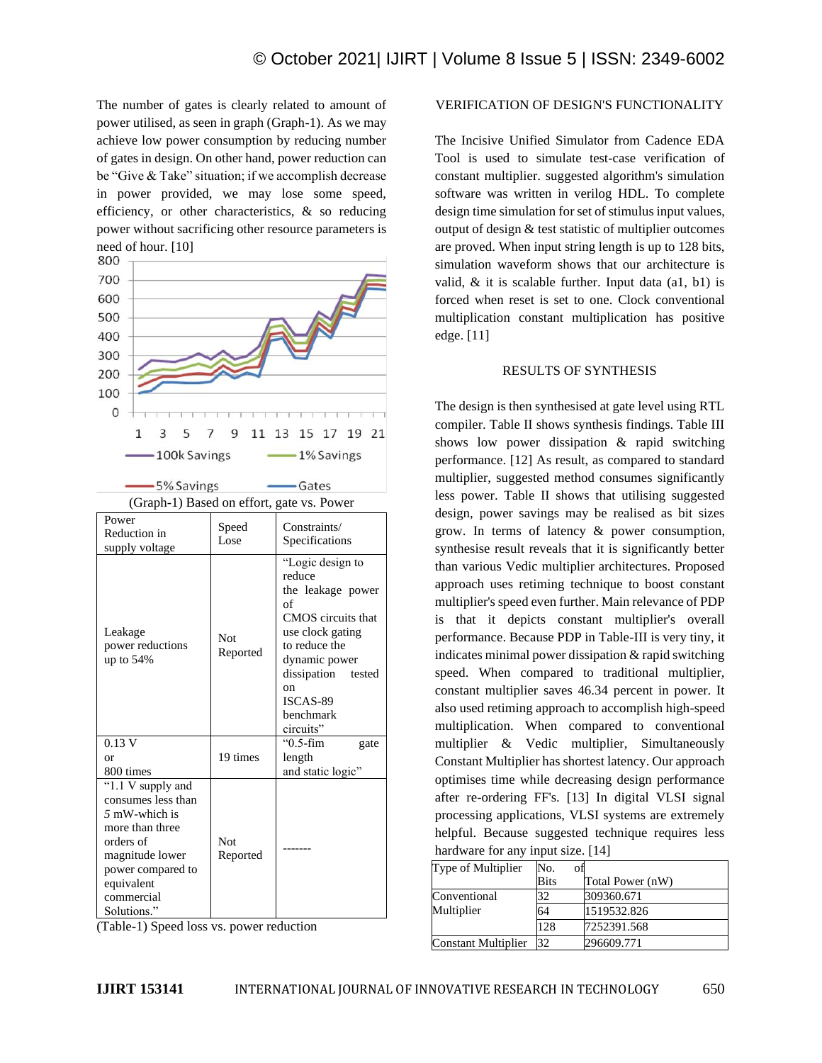The number of gates is clearly related to amount of power utilised, as seen in graph (Graph-1). As we may achieve low power consumption by reducing number of gates in design. On other hand, power reduction can be "Give & Take" situation; if we accomplish decrease in power provided, we may lose some speed, efficiency, or other characteristics, & so reducing power without sacrificing other resource parameters is need of hour. [10]

(Graph-1) Based on effort, gate vs. Power

| Power Reduction in supply voltage | Speed Lose | Constraints/ Specifications |
|---|---|---|
| Leakage power reductions up to 54% | Not Reported | "Logic design to reduce the leakage power of CMOS circuits that use clock gating to reduce the dynamic power dissipation tested on ISCAS-89 benchmark circuits" |
| 0.13 V or 800 times | 19 times | "0.5-fim gate length and static logic" |
| "1.1 V supply and consumes less than 5 mW-which is more than three orders of magnitude lower power compared to equivalent commercial Solutions." | Not Reported | ------- |

(Table-1) Speed loss vs. power reduction

VERIFICATION OF DESIGN'S FUNCTIONALITY

The Incisive Unified Simulator from Cadence EDA Tool is used to simulate test-case verification of constant multiplier. suggested algorithm's simulation software was written in verilog HDL. To complete design time simulation for set of stimulus input values, output of design & test statistic of multiplier outcomes are proved. When input string length is up to 128 bits, simulation waveform shows that our architecture is valid, & it is scalable further. Input data (a1, b1) is forced when reset is set to one. Clock conventional multiplication constant multiplication has positive edge. [11]

RESULTS OF SYNTHESIS

The design is then synthesised at gate level using RTL compiler. Table II shows synthesis findings. Table III shows low power dissipation & rapid switching performance. [12] As result, as compared to standard multiplier, suggested method consumes significantly less power. Table II shows that utilising suggested design, power savings may be realised as bit sizes grow. In terms of latency & power consumption, synthesise result reveals that it is significantly better than various Vedic multiplier architectures. Proposed approach uses retiming technique to boost constant multiplier's speed even further. Main relevance of PDP is that it depicts constant multiplier's overall performance. Because PDP in Table-III is very tiny, it indicates minimal power dissipation & rapid switching speed. When compared to traditional multiplier, constant multiplier saves 46.34 percent in power. It also used retiming approach to accomplish high-speed multiplication. When compared to conventional multiplier & Vedic multiplier, Simultaneously Constant Multiplier has shortest latency. Our approach optimises time while decreasing design performance after re-ordering FF's. [13] In digital VLSI signal processing applications, VLSI systems are extremely helpful. Because suggested technique requires less hardware for any input size. [14]

| Type of Multiplier | No. of Bits | Total Power (nW) |
|---|---|---|
| Conventional Multiplier | 32 | 309360.671 |
| | 64 | 1519532.826 |
| | 128 | 7252391.568 |
| Constant Multiplier | 32 | 296609.771 |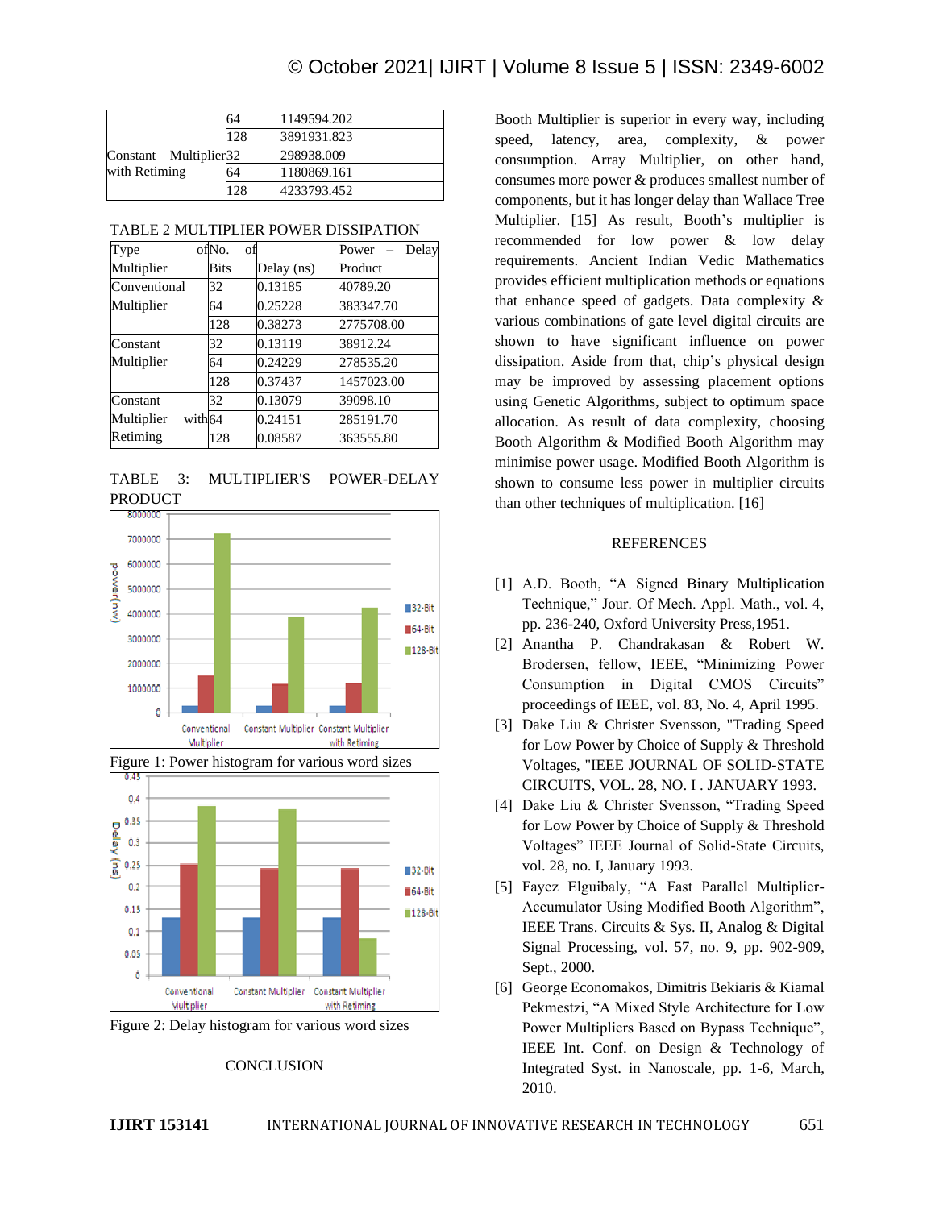| | 64 | 1149594.202 |
|---|---|---|
| | 128 | 3891931.823 |
| Constant Multiplier with Retiming | 32 | 298938.009 |
| | 64 | 1180869.161 |
| | 128 | 4233793.452 |

TABLE 2 MULTIPLIER POWER DISSIPATION

| Type of Multiplier | No. of Bits | Delay (ns) | Power – Delay Product |
|---|---|---|---|
| Conventional Multiplier | 32 | 0.13185 | 40789.20 |
| | 64 | 0.25228 | 383347.70 |
| | 128 | 0.38273 | 2775708.00 |
| Constant Multiplier | 32 | 0.13119 | 38912.24 |
| | 64 | 0.24229 | 278535.20 |
| | 128 | 0.37437 | 1457023.00 |
| Constant Multiplier with Retiming | 32 | 0.13079 | 39098.10 |
| | 64 | 0.24151 | 285191.70 |
| | 128 | 0.08587 | 363555.80 |

TABLE 3: MULTIPLIER'S POWER-DELAY PRODUCT

Figure 1: Power histogram for various word sizes

Figure 2: Delay histogram for various word sizes

## CONCLUSION

Booth Multiplier is superior in every way, including speed, latency, area, complexity, & power consumption. Array Multiplier, on other hand, consumes more power & produces smallest number of components, but it has longer delay than Wallace Tree Multiplier. [15] As result, Booth's multiplier is recommended for low power & low delay requirements. Ancient Indian Vedic Mathematics provides efficient multiplication methods or equations that enhance speed of gadgets. Data complexity & various combinations of gate level digital circuits are shown to have significant influence on power dissipation. Aside from that, chip's physical design may be improved by assessing placement options using Genetic Algorithms, subject to optimum space allocation. As result of data complexity, choosing Booth Algorithm & Modified Booth Algorithm may minimise power usage. Modified Booth Algorithm is shown to consume less power in multiplier circuits than other techniques of multiplication. [16]

## REFERENCES

[1] A.D. Booth, "A Signed Binary Multiplication Technique," Jour. Of Mech. Appl. Math., vol. 4, pp. 236-240, Oxford University Press,1951.

[2] Anantha P. Chandrakasan & Robert W. Brodersen, fellow, IEEE, "Minimizing Power Consumption in Digital CMOS Circuits" proceedings of IEEE, vol. 83, No. 4, April 1995.

[3] Dake Liu & Christer Svensson, "Trading Speed for Low Power by Choice of Supply & Threshold Voltages, "IEEE JOURNAL OF SOLID-STATE CIRCUITS, VOL. 28, NO. I . JANUARY 1993.

[4] Dake Liu & Christer Svensson, "Trading Speed for Low Power by Choice of Supply & Threshold Voltages" IEEE Journal of Solid-State Circuits, vol. 28, no. I, January 1993.

[5] Fayez Elguibaly, "A Fast Parallel Multiplier-Accumulator Using Modified Booth Algorithm", IEEE Trans. Circuits & Sys. II, Analog & Digital Signal Processing, vol. 57, no. 9, pp. 902-909, Sept., 2000.

[6] George Economakos, Dimitris Bekiaris & Kiamal Pekmestzi, "A Mixed Style Architecture for Low Power Multipliers Based on Bypass Technique", IEEE Int. Conf. on Design & Technology of Integrated Syst. in Nanoscale, pp. 1-6, March, 2010.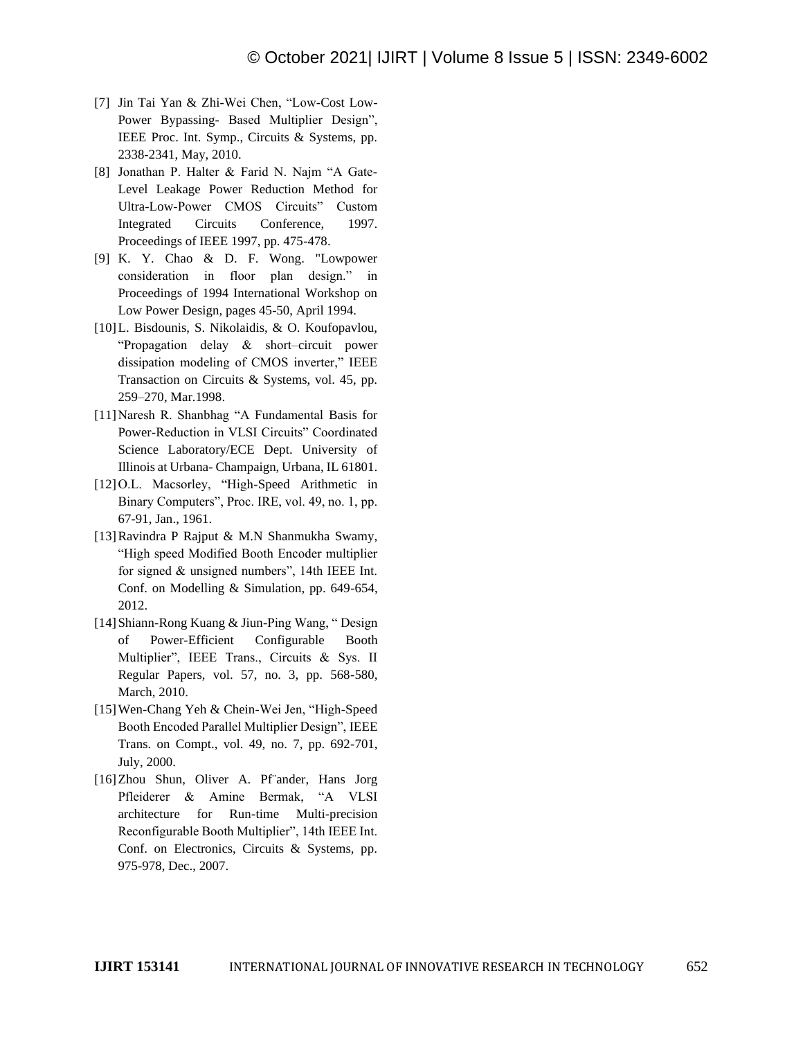[7] Jin Tai Yan & Zhi-Wei Chen, "Low-Cost Low-Power Bypassing- Based Multiplier Design", IEEE Proc. Int. Symp., Circuits & Systems, pp. 2338-2341, May, 2010.

[8] Jonathan P. Halter & Farid N. Najm "A Gate-Level Leakage Power Reduction Method for Ultra-Low-Power CMOS Circuits" Custom Integrated Circuits Conference, 1997. Proceedings of IEEE 1997, pp. 475-478.

[9] K. Y. Chao & D. F. Wong. "Lowpower consideration in floor plan design." in Proceedings of 1994 International Workshop on Low Power Design, pages 45-50, April 1994.

[10] L. Bisdounis, S. Nikolaidis, & O. Koufopavlou, "Propagation delay & short–circuit power dissipation modeling of CMOS inverter," IEEE Transaction on Circuits & Systems, vol. 45, pp. 259–270, Mar.1998.

[11] Naresh R. Shanbhag "A Fundamental Basis for Power-Reduction in VLSI Circuits" Coordinated Science Laboratory/ECE Dept. University of Illinois at Urbana- Champaign, Urbana, IL 61801.

[12] O.L. Macsorley, "High-Speed Arithmetic in Binary Computers", Proc. IRE, vol. 49, no. 1, pp. 67-91, Jan., 1961.

[13] Ravindra P Rajput & M.N Shanmukha Swamy, "High speed Modified Booth Encoder multiplier for signed & unsigned numbers", 14th IEEE Int. Conf. on Modelling & Simulation, pp. 649-654, 2012.

[14] Shiann-Rong Kuang & Jiun-Ping Wang, " Design of Power-Efficient Configurable Booth Multiplier", IEEE Trans., Circuits & Sys. II Regular Papers, vol. 57, no. 3, pp. 568-580, March, 2010.

[15] Wen-Chang Yeh & Chein-Wei Jen, "High-Speed Booth Encoded Parallel Multiplier Design", IEEE Trans. on Compt., vol. 49, no. 7, pp. 692-701, July, 2000.

[16] Zhou Shun, Oliver A. Pf¨ander, Hans Jorg Pfleiderer & Amine Bermak, "A VLSI architecture for Run-time Multi-precision Reconfigurable Booth Multiplier", 14th IEEE Int. Conf. on Electronics, Circuits & Systems, pp. 975-978, Dec., 2007.